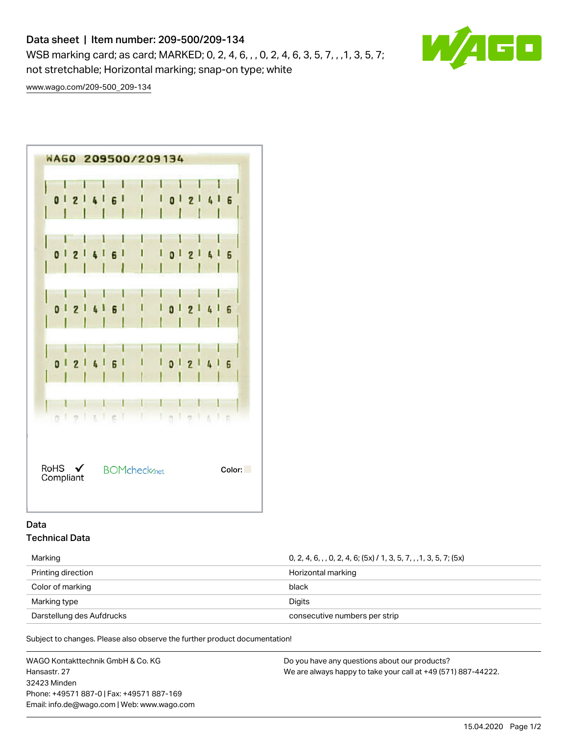# Data sheet | Item number: 209-500/209-134

WSB marking card; as card; MARKED; 0, 2, 4, 6, , , 0, 2, 4, 6, 3, 5, 7, , ,1, 3, 5, 7; not stretchable; Horizontal marking; snap-on type; white

www.wago.com/209-500_209-134

RoHS Compliant

BOMcheck.net

Color:

## Data

### Technical Data

| | |
|---|---|
| Marking | 0, 2, 4, 6, , , 0, 2, 4, 6; (5x) / 1, 3, 5, 7, , ,1, 3, 5, 7; (5x) |
| Printing direction | Horizontal marking |
| Color of marking | black |
| Marking type | Digits |
| Darstellung des Aufdrucks | consecutive numbers per strip |

Subject to changes. Please also observe the further product documentation!

WAGO Kontakttechnik GmbH & Co. KG
Hansastr. 27
32423 Minden
Phone: +49571 887-0 | Fax: +49571 887-169
Email: info.de@wago.com | Web: www.wago.com

Do you have any questions about our products?
We are always happy to take your call at +49 (571) 887-44222.

15.04.2020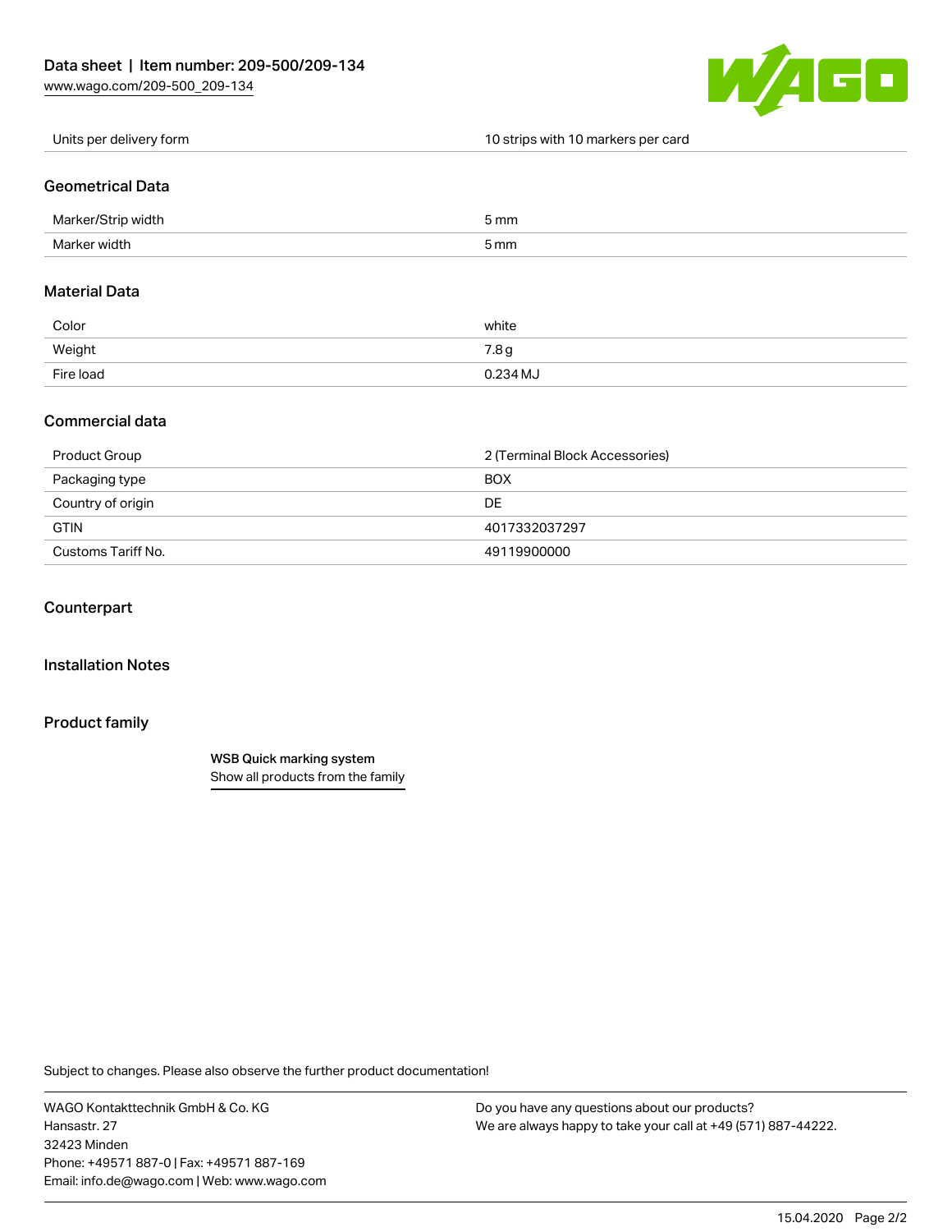| | |
|---|---|
| Units per delivery form | 10 strips with 10 markers per card |

## Geometrical Data

| | |
|---|---|
| Marker/Strip width | 5 mm |
| Marker width | 5 mm |

## Material Data

| | |
|---|---|
| Color | white |
| Weight | 7.8 g |
| Fire load | 0.234 MJ |

## Commercial data

| | |
|---|---|
| Product Group | 2 (Terminal Block Accessories) |
| Packaging type | BOX |
| Country of origin | DE |
| GTIN | 4017332037297 |
| Customs Tariff No. | 49119900000 |

## Counterpart

## Installation Notes

## Product family

WSB Quick marking system
Show all products from the family

Subject to changes. Please also observe the further product documentation!

WAGO Kontakttechnik GmbH & Co. KG
Hansastr. 27
32423 Minden
Phone: +49571 887-0 | Fax: +49571 887-169
Email: info.de@wago.com | Web: www.wago.com

Do you have any questions about our products?
We are always happy to take your call at +49 (571) 887-44222.

15.04.2020